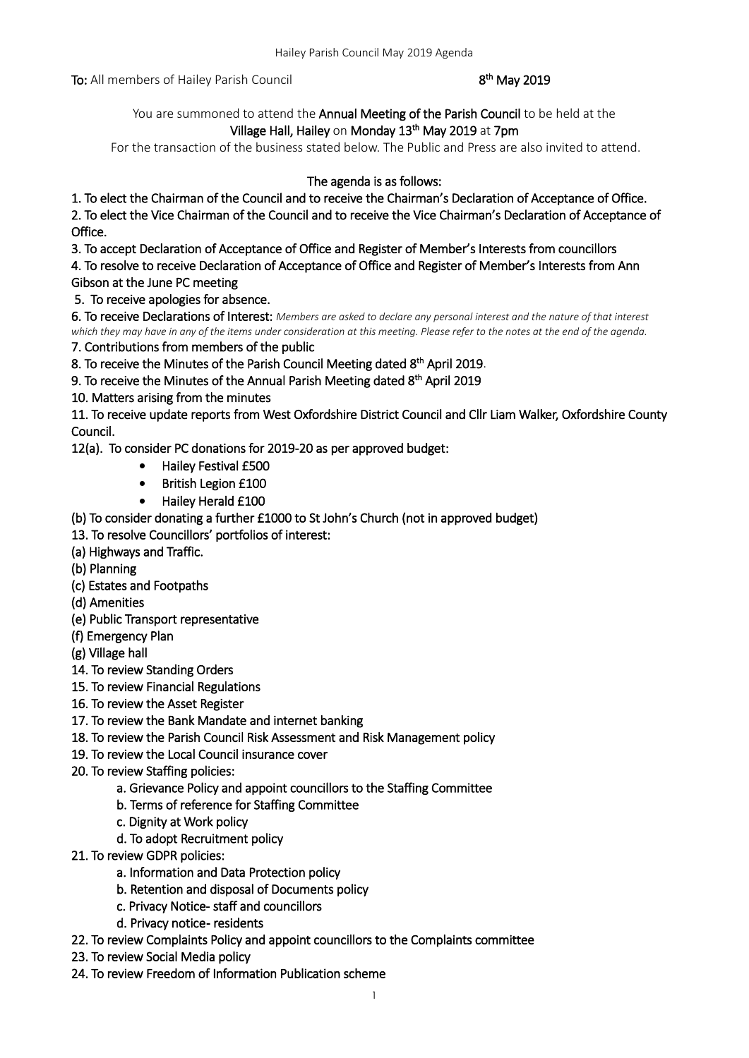**To:** All members of Hailey Parish Council **8th May 2019**

You are summoned to attend the **Annual Meeting of the Parish Council** to be held at the **Village Hall, Hailey** on **Monday 13th May 2019** at **7pm**

For the transaction of the business stated below. The Public and Press are also invited to attend.

**The agenda is as follows:**

1. To elect the Chairman of the Council and to receive the Chairman's Declaration of Acceptance of Office.
2. To elect the Vice Chairman of the Council and to receive the Vice Chairman's Declaration of Acceptance of Office.
3. To accept Declaration of Acceptance of Office and Register of Member's Interests from councillors
4. To resolve to receive Declaration of Acceptance of Office and Register of Member's Interests from Ann Gibson at the June PC meeting
5. To receive apologies for absence.
6. To receive Declarations of Interest: *Members are asked to declare any personal interest and the nature of that interest which they may have in any of the items under consideration at this meeting. Please refer to the notes at the end of the agenda.*
7. Contributions from members of the public
8. To receive the Minutes of the Parish Council Meeting dated 8th April 2019.
9. To receive the Minutes of the Annual Parish Meeting dated 8th April 2019
10. Matters arising from the minutes
11. To receive update reports from West Oxfordshire District Council and Cllr Liam Walker, Oxfordshire County Council.

12(a). To consider PC donations for 2019-20 as per approved budget:

- Hailey Festival £500
- British Legion £100
- Hailey Herald £100

(b) To consider donating a further £1000 to St John's Church (not in approved budget)

13. To resolve Councillors' portfolios of interest:

(a) Highways and Traffic.
(b) Planning
(c) Estates and Footpaths
(d) Amenities
(e) Public Transport representative
(f) Emergency Plan
(g) Village hall

14. To review Standing Orders
15. To review Financial Regulations
16. To review the Asset Register
17. To review the Bank Mandate and internet banking
18. To review the Parish Council Risk Assessment and Risk Management policy
19. To review the Local Council insurance cover
20. To review Staffing policies:
    a. Grievance Policy and appoint councillors to the Staffing Committee
    b. Terms of reference for Staffing Committee
    c. Dignity at Work policy
    d. To adopt Recruitment policy
21. To review GDPR policies:
    a. Information and Data Protection policy
    b. Retention and disposal of Documents policy
    c. Privacy Notice- staff and councillors
    d. Privacy notice- residents
22. To review Complaints Policy and appoint councillors to the Complaints committee
23. To review Social Media policy
24. To review Freedom of Information Publication scheme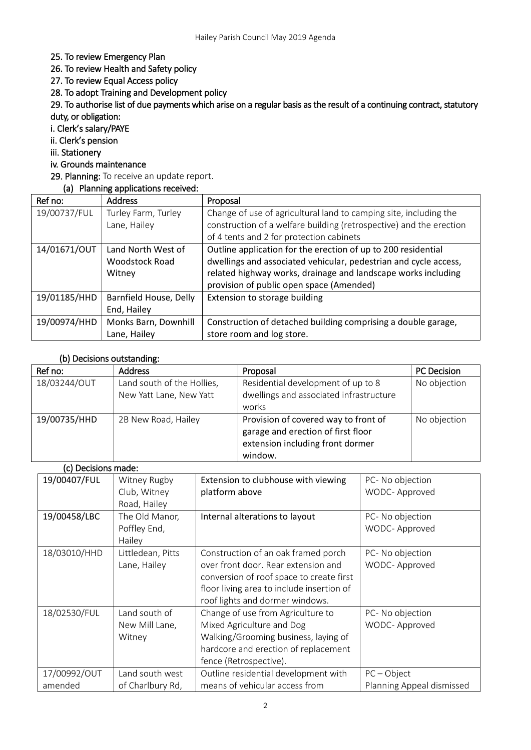25. To review Emergency Plan
26. To review Health and Safety policy
27. To review Equal Access policy
28. To adopt Training and Development policy
29. To authorise list of due payments which arise on a regular basis as the result of a continuing contract, statutory duty, or obligation:
    i. Clerk's salary/PAYE
    ii. Clerk's pension
    iii. Stationery
    iv. Grounds maintenance

**29. Planning:** To receive an update report.

**(a) Planning applications received:**

| Ref no: | Address | Proposal |
| --- | --- | --- |
| 19/00737/FUL | Turley Farm, Turley Lane, Hailey | Change of use of agricultural land to camping site, including the construction of a welfare building (retrospective) and the erection of 4 tents and 2 for protection cabinets |
| 14/01671/OUT | Land North West of Woodstock Road Witney | Outline application for the erection of up to 200 residential dwellings and associated vehicular, pedestrian and cycle access, related highway works, drainage and landscape works including provision of public open space (Amended) |
| 19/01185/HHD | Barnfield House, Delly End, Hailey | Extension to storage building |
| 19/00974/HHD | Monks Barn, Downhill Lane, Hailey | Construction of detached building comprising a double garage, store room and log store. |

**(b) Decisions outstanding:**

| Ref no: | Address | Proposal | PC Decision |
| --- | --- | --- | --- |
| 18/03244/OUT | Land south of the Hollies, New Yatt Lane, New Yatt | Residential development of up to 8 dwellings and associated infrastructure works | No objection |
| 19/00735/HHD | 2B New Road, Hailey | Provision of covered way to front of garage and erection of first floor extension including front dormer window. | No objection |

**(c) Decisions made:**

| | | | |
| --- | --- | --- | --- |
| 19/00407/FUL | Witney Rugby Club, Witney Road, Hailey | Extension to clubhouse with viewing platform above | PC- No objection<br>WODC- Approved |
| 19/00458/LBC | The Old Manor, Poffley End, Hailey | Internal alterations to layout | PC- No objection<br>WODC- Approved |
| 18/03010/HHD | Littledean, Pitts Lane, Hailey | Construction of an oak framed porch over front door. Rear extension and conversion of roof space to create first floor living area to include insertion of roof lights and dormer windows. | PC- No objection<br>WODC- Approved |
| 18/02530/FUL | Land south of New Mill Lane, Witney | Change of use from Agriculture to Mixed Agriculture and Dog Walking/Grooming business, laying of hardcore and erection of replacement fence (Retrospective). | PC- No objection<br>WODC- Approved |
| 17/00992/OUT amended | Land south west of Charlbury Rd, | Outline residential development with means of vehicular access from | PC – Object<br>Planning Appeal dismissed |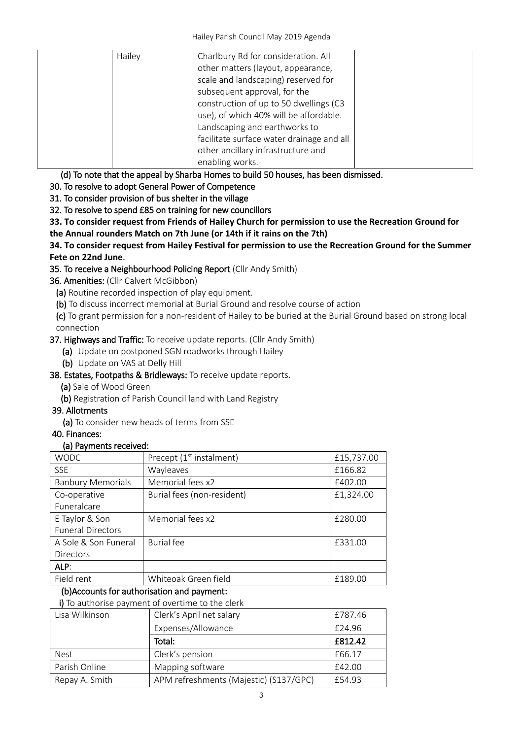| | Hailey | Charlbury Rd for consideration. All other matters (layout, appearance, scale and landscaping) reserved for subsequent approval, for the construction of up to 50 dwellings (C3 use), of which 40% will be affordable. Landscaping and earthworks to facilitate surface water drainage and all other ancillary infrastructure and enabling works. | |
|---|---|---|---|

(d) To note that the appeal by Sharba Homes to build 50 houses, has been dismissed.

30. To resolve to adopt General Power of Competence

31. To consider provision of bus shelter in the village

32. To resolve to spend £85 on training for new councillors

**33. To consider request from Friends of Hailey Church for permission to use the Recreation Ground for the Annual rounders Match on 7th June (or 14th if it rains on the 7th)**

**34. To consider request from Hailey Festival for permission to use the Recreation Ground for the Summer Fete on 22nd June**.

35. To receive a Neighbourhood Policing Report (Cllr Andy Smith)

36. Amenities: (Cllr Calvert McGibbon)

(a) Routine recorded inspection of play equipment.

(b) To discuss incorrect memorial at Burial Ground and resolve course of action

(c) To grant permission for a non-resident of Hailey to be buried at the Burial Ground based on strong local connection

37. Highways and Traffic: To receive update reports. (Cllr Andy Smith)

(a) Update on postponed SGN roadworks through Hailey

(b) Update on VAS at Delly Hill

38. Estates, Footpaths & Bridleways: To receive update reports.

(a) Sale of Wood Green

(b) Registration of Parish Council land with Land Registry

39. Allotments

(a) To consider new heads of terms from SSE

40. Finances:

(a) Payments received:

| WODC | Precept (1st instalment) | £15,737.00 |
|---|---|---|
| SSE | Wayleaves | £166.82 |
| Banbury Memorials | Memorial fees x2 | £402.00 |
| Co-operative Funeralcare | Burial fees (non-resident) | £1,324.00 |
| E Taylor & Son Funeral Directors | Memorial fees x2 | £280.00 |
| A Sole & Son Funeral Directors | Burial fee | £331.00 |
| ALP: | | |
| Field rent | Whiteoak Green field | £189.00 |

(b)Accounts for authorisation and payment:

i) To authorise payment of overtime to the clerk

| Lisa Wilkinson | Clerk's April net salary | £787.46 |
|---|---|---|
| | Expenses/Allowance | £24.96 |
| | **Total:** | **£812.42** |
| Nest | Clerk's pension | £66.17 |
| Parish Online | Mapping software | £42.00 |
| Repay A. Smith | APM refreshments (Majestic) (S137/GPC) | £54.93 |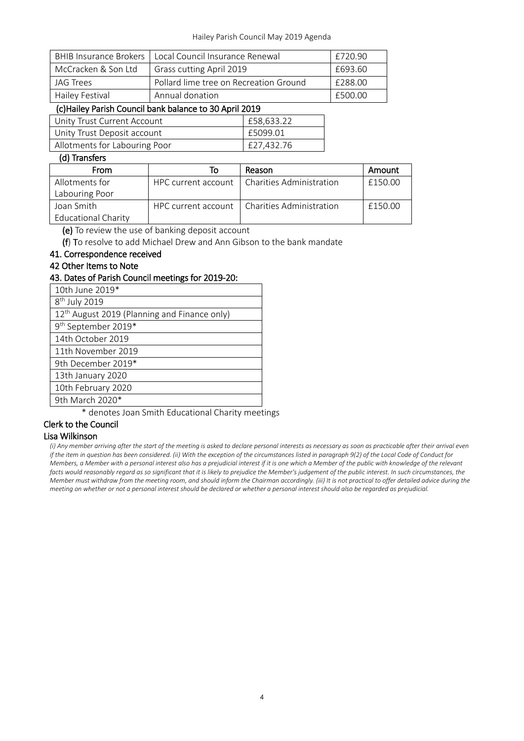| | | |
|---|---|---|
| BHIB Insurance Brokers | Local Council Insurance Renewal | £720.90 |
| McCracken & Son Ltd | Grass cutting April 2019 | £693.60 |
| JAG Trees | Pollard lime tree on Recreation Ground | £288.00 |
| Hailey Festival | Annual donation | £500.00 |

**(c)Hailey Parish Council bank balance to 30 April 2019**

| | |
|---|---|
| Unity Trust Current Account | £58,633.22 |
| Unity Trust Deposit account | £5099.01 |
| Allotments for Labouring Poor | £27,432.76 |

**(d) Transfers**

| From | To | Reason | Amount |
|---|---|---|---|
| Allotments for Labouring Poor | HPC current account | Charities Administration | £150.00 |
| Joan Smith Educational Charity | HPC current account | Charities Administration | £150.00 |

**(e)** To review the use of banking deposit account

**(f**) **T**o resolve to add Michael Drew and Ann Gibson to the bank mandate

**41. Correspondence received**

**42 Other Items to Note**

**43. Dates of Parish Council meetings for 2019-20:**

| |
|---|
| 10th June 2019* |
| 8th July 2019 |
| 12th August 2019 (Planning and Finance only) |
| 9th September 2019* |
| 14th October 2019 |
| 11th November 2019 |
| 9th December 2019* |
| 13th January 2020 |
| 10th February 2020 |
| 9th March 2020* |

\* denotes Joan Smith Educational Charity meetings

**Clerk to the Council**

**Lisa Wilkinson**

*(i) Any member arriving after the start of the meeting is asked to declare personal interests as necessary as soon as practicable after their arrival even if the item in question has been considered. (ii) With the exception of the circumstances listed in paragraph 9(2) of the Local Code of Conduct for Members, a Member with a personal interest also has a prejudicial interest if it is one which a Member of the public with knowledge of the relevant facts would reasonably regard as so significant that it is likely to prejudice the Member's judgement of the public interest. In such circumstances, the Member must withdraw from the meeting room, and should inform the Chairman accordingly. (iii) It is not practical to offer detailed advice during the meeting on whether or not a personal interest should be declared or whether a personal interest should also be regarded as prejudicial.*